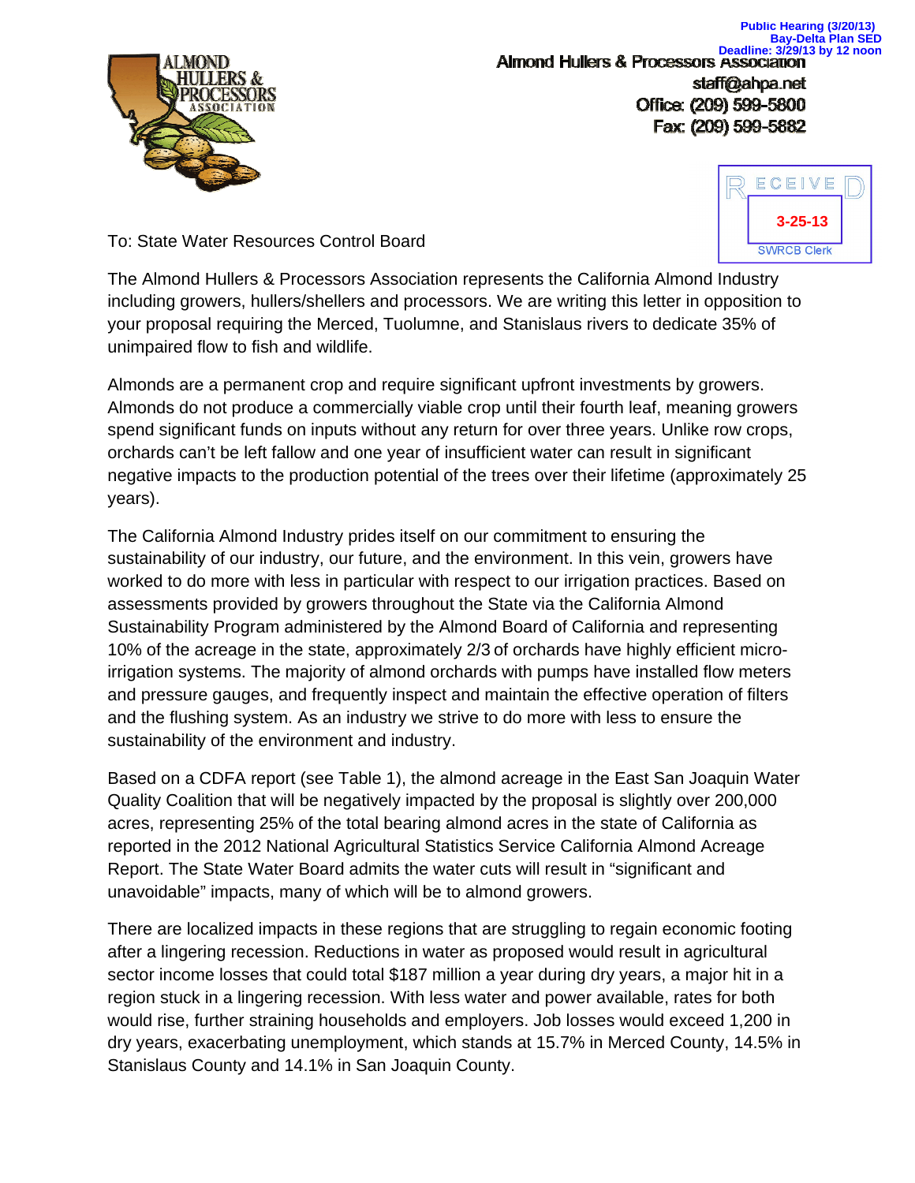Public Hearing (3/20/13)
Bay-Delta Plan SED
Deadline: 3/29/13 by 12 noon

Almond Hullers & Processors Association
staff@ahpa.net
Office: (209) 599-5800
Fax: (209) 599-5882

RECEIVED
3-25-13
SWRCB Clerk

To: State Water Resources Control Board

The Almond Hullers & Processors Association represents the California Almond Industry including growers, hullers/shellers and processors. We are writing this letter in opposition to your proposal requiring the Merced, Tuolumne, and Stanislaus rivers to dedicate 35% of unimpaired flow to fish and wildlife.

Almonds are a permanent crop and require significant upfront investments by growers. Almonds do not produce a commercially viable crop until their fourth leaf, meaning growers spend significant funds on inputs without any return for over three years. Unlike row crops, orchards can't be left fallow and one year of insufficient water can result in significant negative impacts to the production potential of the trees over their lifetime (approximately 25 years).

The California Almond Industry prides itself on our commitment to ensuring the sustainability of our industry, our future, and the environment. In this vein, growers have worked to do more with less in particular with respect to our irrigation practices. Based on assessments provided by growers throughout the State via the California Almond Sustainability Program administered by the Almond Board of California and representing 10% of the acreage in the state, approximately 2/3 of orchards have highly efficient micro-irrigation systems. The majority of almond orchards with pumps have installed flow meters and pressure gauges, and frequently inspect and maintain the effective operation of filters and the flushing system. As an industry we strive to do more with less to ensure the sustainability of the environment and industry.

Based on a CDFA report (see Table 1), the almond acreage in the East San Joaquin Water Quality Coalition that will be negatively impacted by the proposal is slightly over 200,000 acres, representing 25% of the total bearing almond acres in the state of California as reported in the 2012 National Agricultural Statistics Service California Almond Acreage Report. The State Water Board admits the water cuts will result in "significant and unavoidable" impacts, many of which will be to almond growers.

There are localized impacts in these regions that are struggling to regain economic footing after a lingering recession. Reductions in water as proposed would result in agricultural sector income losses that could total $187 million a year during dry years, a major hit in a region stuck in a lingering recession. With less water and power available, rates for both would rise, further straining households and employers. Job losses would exceed 1,200 in dry years, exacerbating unemployment, which stands at 15.7% in Merced County, 14.5% in Stanislaus County and 14.1% in San Joaquin County.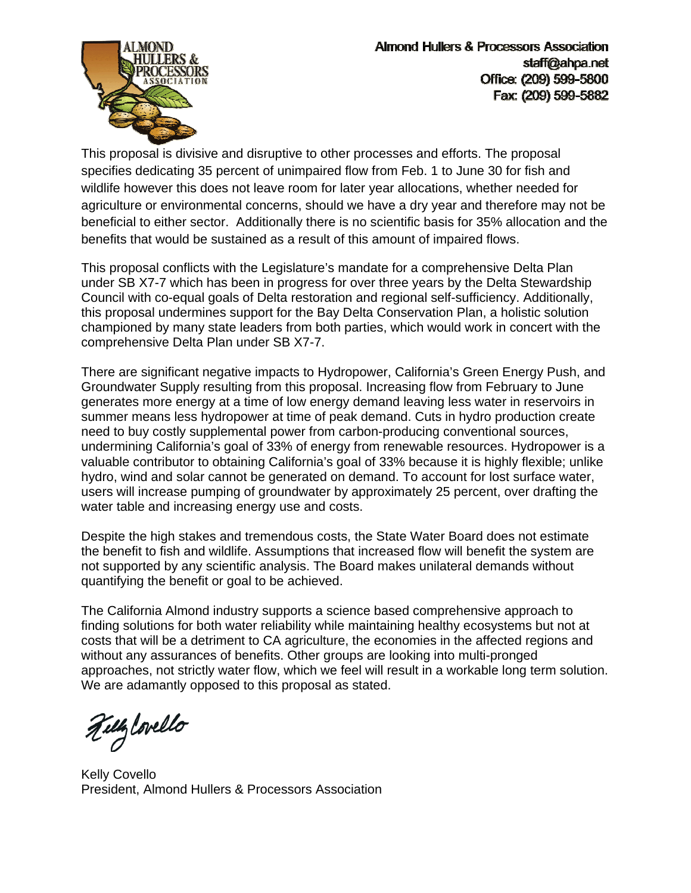**Almond Hullers & Processors Association**
staff@ahpa.net
Office: (209) 599-5800
Fax: (209) 599-5882

This proposal is divisive and disruptive to other processes and efforts. The proposal specifies dedicating 35 percent of unimpaired flow from Feb. 1 to June 30 for fish and wildlife however this does not leave room for later year allocations, whether needed for agriculture or environmental concerns, should we have a dry year and therefore may not be beneficial to either sector. Additionally there is no scientific basis for 35% allocation and the benefits that would be sustained as a result of this amount of impaired flows.

This proposal conflicts with the Legislature's mandate for a comprehensive Delta Plan under SB X7-7 which has been in progress for over three years by the Delta Stewardship Council with co-equal goals of Delta restoration and regional self-sufficiency. Additionally, this proposal undermines support for the Bay Delta Conservation Plan, a holistic solution championed by many state leaders from both parties, which would work in concert with the comprehensive Delta Plan under SB X7-7.

There are significant negative impacts to Hydropower, California's Green Energy Push, and Groundwater Supply resulting from this proposal. Increasing flow from February to June generates more energy at a time of low energy demand leaving less water in reservoirs in summer means less hydropower at time of peak demand. Cuts in hydro production create need to buy costly supplemental power from carbon-producing conventional sources, undermining California's goal of 33% of energy from renewable resources. Hydropower is a valuable contributor to obtaining California's goal of 33% because it is highly flexible; unlike hydro, wind and solar cannot be generated on demand. To account for lost surface water, users will increase pumping of groundwater by approximately 25 percent, over drafting the water table and increasing energy use and costs.

Despite the high stakes and tremendous costs, the State Water Board does not estimate the benefit to fish and wildlife. Assumptions that increased flow will benefit the system are not supported by any scientific analysis. The Board makes unilateral demands without quantifying the benefit or goal to be achieved.

The California Almond industry supports a science based comprehensive approach to finding solutions for both water reliability while maintaining healthy ecosystems but not at costs that will be a detriment to CA agriculture, the economies in the affected regions and without any assurances of benefits. Other groups are looking into multi-pronged approaches, not strictly water flow, which we feel will result in a workable long term solution. We are adamantly opposed to this proposal as stated.

Kelly Covello
President, Almond Hullers & Processors Association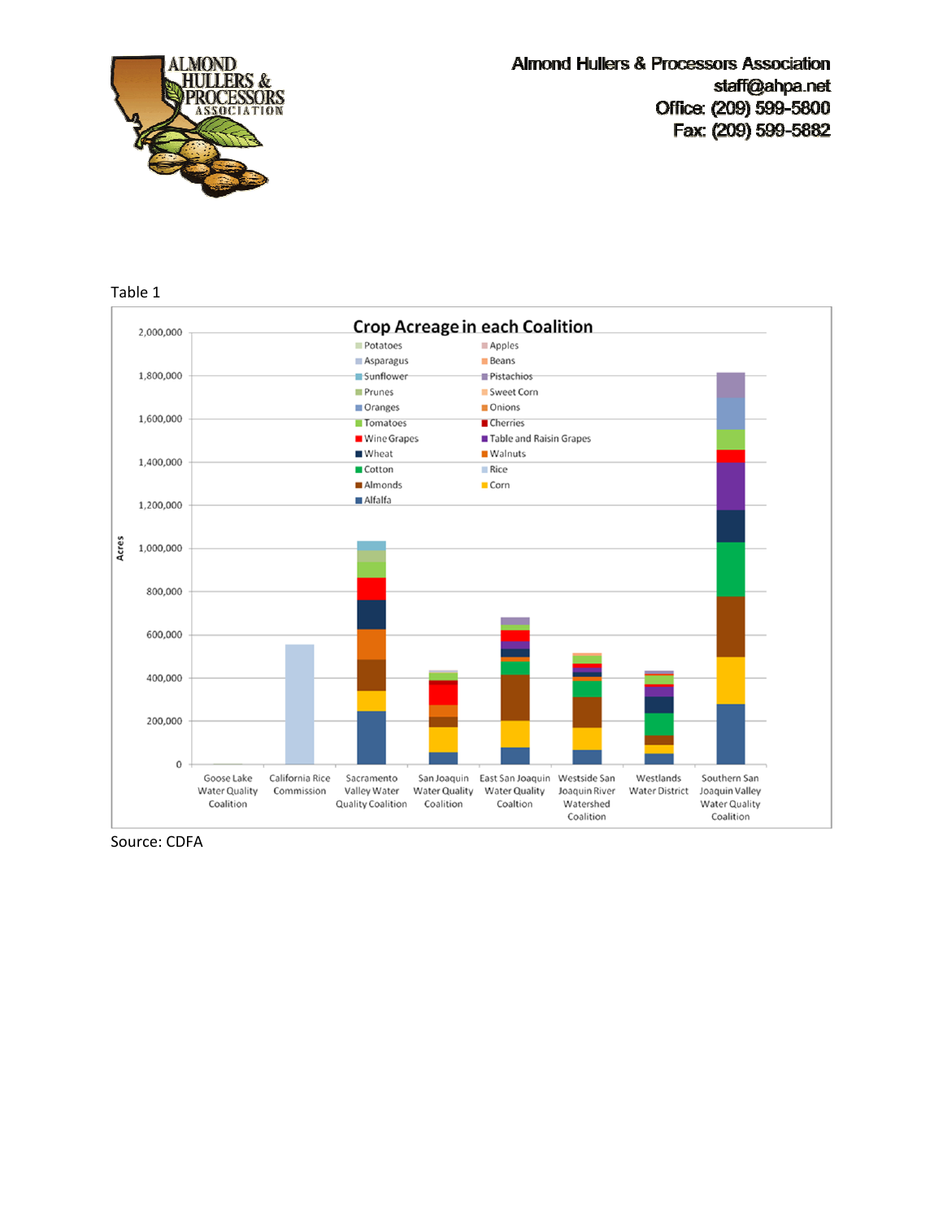Almond Hullers & Processors Association
staff@ahpa.net
Office: (209) 599-5800
Fax: (209) 599-5882

Table 1

Crop Acreage in each Coalition

Potatoes
Apples
Asparagus
Beans
Sunflower
Pistachios
Prunes
Sweet Corn
Oranges
Onions
Tomatoes
Cherries
Wine Grapes
Table and Raisin Grapes
Wheat
Walnuts
Cotton
Rice
Almonds
Corn
Alfalfa

Acres

2,000,000
1,800,000
1,600,000
1,400,000
1,200,000
1,000,000
800,000
600,000
400,000
200,000
0

Goose Lake Water Quality Coalition
California Rice Commission
Sacramento Valley Water Quality Coalition
San Joaquin Water Quality Coalition
East San Joaquin Water Quality Coaltion
Westside San Joaquin River Watershed Coalition
Westlands Water District
Southern San Joaquin Valley Water Quality Coalition

Source: CDFA